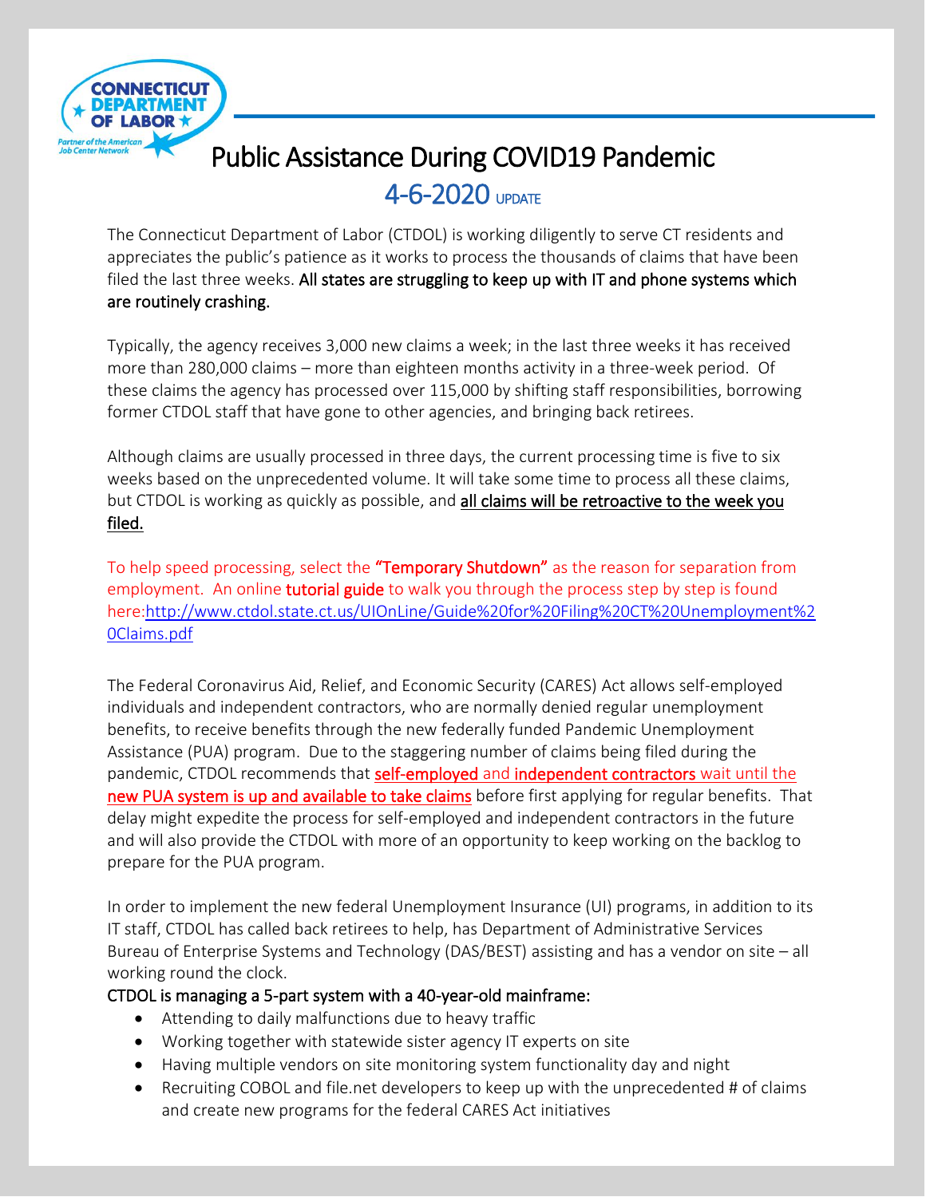# Public Assistance During COVID19 Pandemic

## 4-6-2020 UPDATE

The Connecticut Department of Labor (CTDOL) is working diligently to serve CT residents and appreciates the public's patience as it works to process the thousands of claims that have been filed the last three weeks. **All states are struggling to keep up with IT and phone systems which are routinely crashing.**

Typically, the agency receives 3,000 new claims a week; in the last three weeks it has received more than 280,000 claims – more than eighteen months activity in a three-week period. Of these claims the agency has processed over 115,000 by shifting staff responsibilities, borrowing former CTDOL staff that have gone to other agencies, and bringing back retirees.

Although claims are usually processed in three days, the current processing time is five to six weeks based on the unprecedented volume. It will take some time to process all these claims, but CTDOL is working as quickly as possible, and **all claims will be retroactive to the week you filed.**

To help speed processing, select the **"Temporary Shutdown"** as the reason for separation from employment. An online **tutorial guide** to walk you through the process step by step is found here:http://www.ctdol.state.ct.us/UIOnLine/Guide%20for%20Filing%20CT%20Unemployment%20Claims.pdf

The Federal Coronavirus Aid, Relief, and Economic Security (CARES) Act allows self-employed individuals and independent contractors, who are normally denied regular unemployment benefits, to receive benefits through the new federally funded Pandemic Unemployment Assistance (PUA) program. Due to the staggering number of claims being filed during the pandemic, CTDOL recommends that **self-employed and independent contractors wait until the new PUA system is up and available to take claims** before first applying for regular benefits. That delay might expedite the process for self-employed and independent contractors in the future and will also provide the CTDOL with more of an opportunity to keep working on the backlog to prepare for the PUA program.

In order to implement the new federal Unemployment Insurance (UI) programs, in addition to its IT staff, CTDOL has called back retirees to help, has Department of Administrative Services Bureau of Enterprise Systems and Technology (DAS/BEST) assisting and has a vendor on site – all working round the clock.

**CTDOL is managing a 5-part system with a 40-year-old mainframe:**

- Attending to daily malfunctions due to heavy traffic
- Working together with statewide sister agency IT experts on site
- Having multiple vendors on site monitoring system functionality day and night
- Recruiting COBOL and file.net developers to keep up with the unprecedented # of claims and create new programs for the federal CARES Act initiatives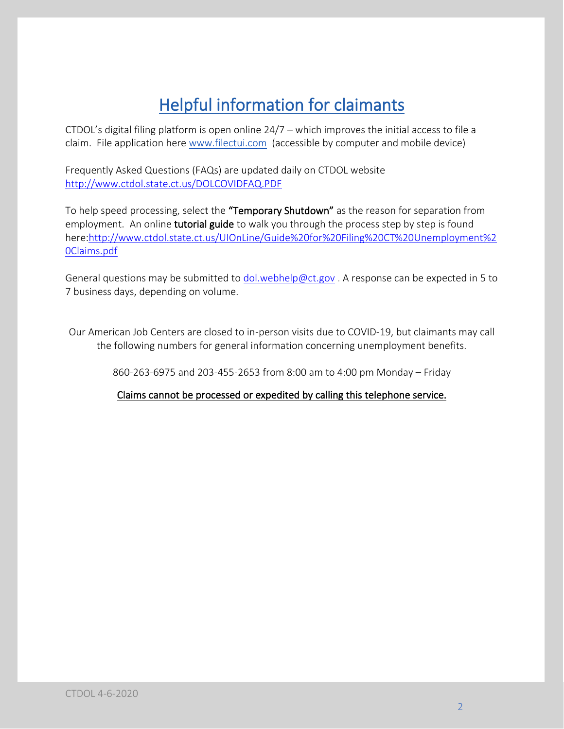# Helpful information for claimants

CTDOL's digital filing platform is open online 24/7 – which improves the initial access to file a claim. File application here www.filectui.com (accessible by computer and mobile device)

Frequently Asked Questions (FAQs) are updated daily on CTDOL website http://www.ctdol.state.ct.us/DOLCOVIDFAQ.PDF

To help speed processing, select the **"Temporary Shutdown"** as the reason for separation from employment. An online **tutorial guide** to walk you through the process step by step is found here:http://www.ctdol.state.ct.us/UIOnLine/Guide%20for%20Filing%20CT%20Unemployment%20Claims.pdf

General questions may be submitted to dol.webhelp@ct.gov . A response can be expected in 5 to 7 business days, depending on volume.

Our American Job Centers are closed to in-person visits due to COVID-19, but claimants may call the following numbers for general information concerning unemployment benefits.

860-263-6975 and 203-455-2653 from 8:00 am to 4:00 pm Monday – Friday

Claims cannot be processed or expedited by calling this telephone service.

CTDOL 4-6-2020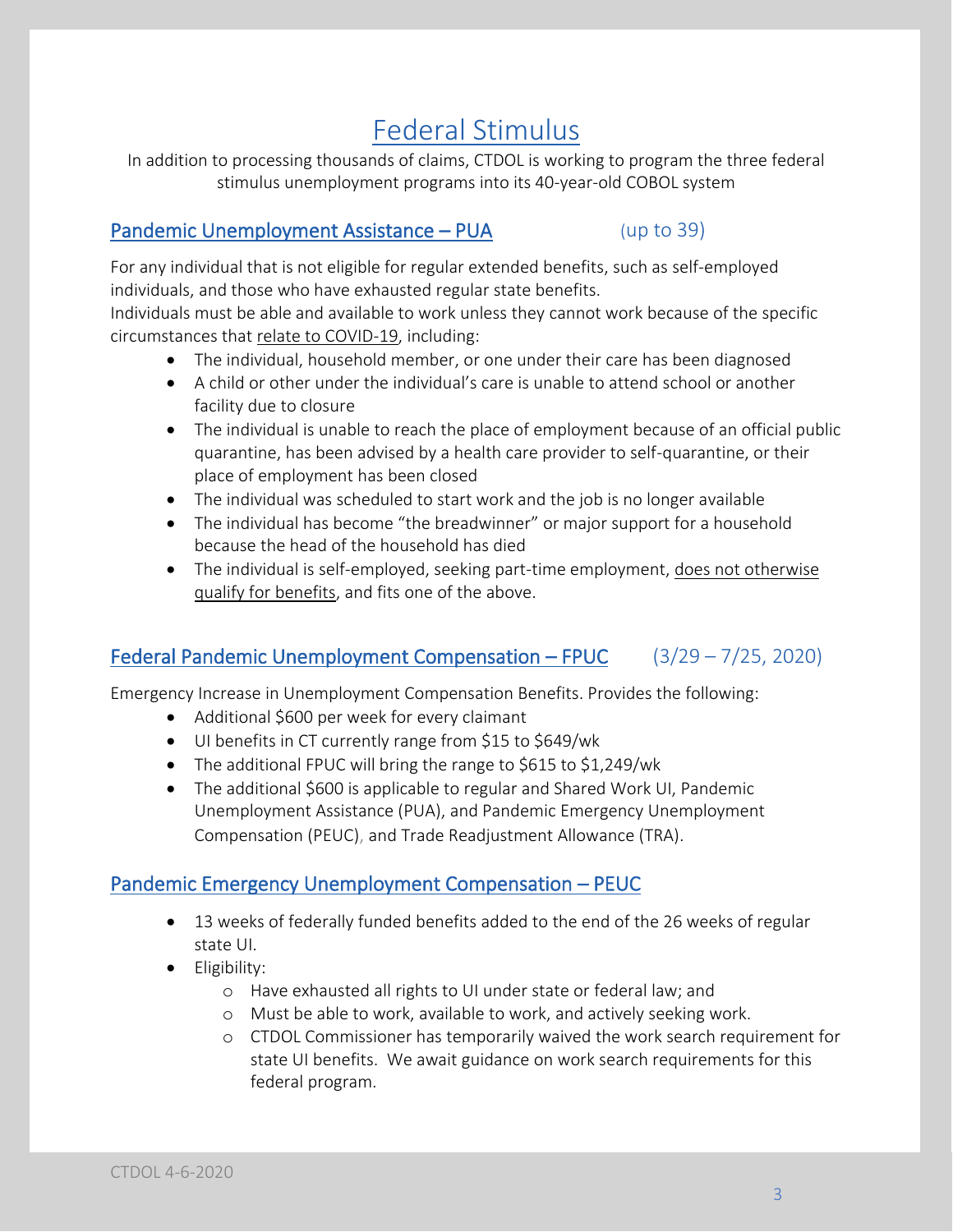# Federal Stimulus

In addition to processing thousands of claims, CTDOL is working to program the three federal stimulus unemployment programs into its 40-year-old COBOL system

## Pandemic Unemployment Assistance – PUA (up to 39)

For any individual that is not eligible for regular extended benefits, such as self-employed individuals, and those who have exhausted regular state benefits.

Individuals must be able and available to work unless they cannot work because of the specific circumstances that relate to COVID-19, including:

- The individual, household member, or one under their care has been diagnosed
- A child or other under the individual's care is unable to attend school or another facility due to closure
- The individual is unable to reach the place of employment because of an official public quarantine, has been advised by a health care provider to self-quarantine, or their place of employment has been closed
- The individual was scheduled to start work and the job is no longer available
- The individual has become "the breadwinner" or major support for a household because the head of the household has died
- The individual is self-employed, seeking part-time employment, does not otherwise qualify for benefits, and fits one of the above.

## Federal Pandemic Unemployment Compensation – FPUC (3/29 – 7/25, 2020)

Emergency Increase in Unemployment Compensation Benefits. Provides the following:

- Additional $600 per week for every claimant
- UI benefits in CT currently range from $15 to $649/wk
- The additional FPUC will bring the range to $615 to $1,249/wk
- The additional $600 is applicable to regular and Shared Work UI, Pandemic Unemployment Assistance (PUA), and Pandemic Emergency Unemployment Compensation (PEUC), and Trade Readjustment Allowance (TRA).

## Pandemic Emergency Unemployment Compensation – PEUC

- 13 weeks of federally funded benefits added to the end of the 26 weeks of regular state UI.
- Eligibility:
  - Have exhausted all rights to UI under state or federal law; and
  - Must be able to work, available to work, and actively seeking work.
  - CTDOL Commissioner has temporarily waived the work search requirement for state UI benefits. We await guidance on work search requirements for this federal program.

CTDOL 4-6-2020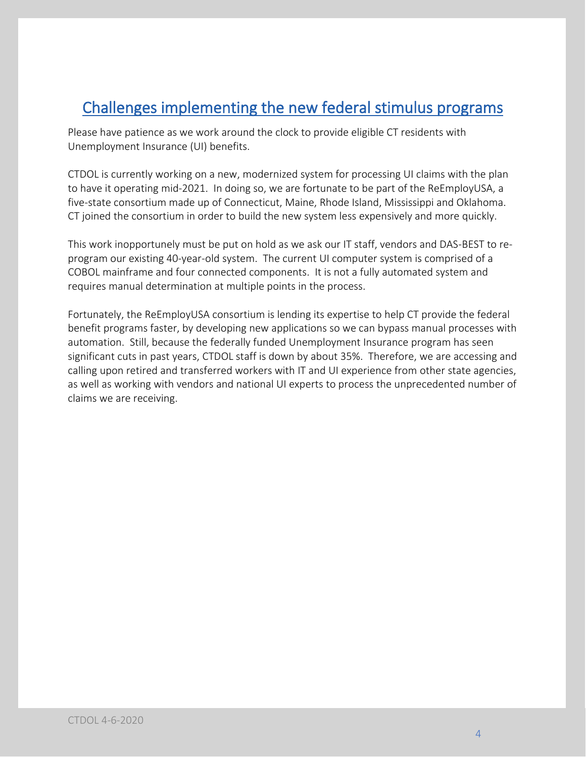## Challenges implementing the new federal stimulus programs

Please have patience as we work around the clock to provide eligible CT residents with Unemployment Insurance (UI) benefits.

CTDOL is currently working on a new, modernized system for processing UI claims with the plan to have it operating mid-2021. In doing so, we are fortunate to be part of the ReEmployUSA, a five-state consortium made up of Connecticut, Maine, Rhode Island, Mississippi and Oklahoma. CT joined the consortium in order to build the new system less expensively and more quickly.

This work inopportunely must be put on hold as we ask our IT staff, vendors and DAS-BEST to re-program our existing 40-year-old system. The current UI computer system is comprised of a COBOL mainframe and four connected components. It is not a fully automated system and requires manual determination at multiple points in the process.

Fortunately, the ReEmployUSA consortium is lending its expertise to help CT provide the federal benefit programs faster, by developing new applications so we can bypass manual processes with automation. Still, because the federally funded Unemployment Insurance program has seen significant cuts in past years, CTDOL staff is down by about 35%. Therefore, we are accessing and calling upon retired and transferred workers with IT and UI experience from other state agencies, as well as working with vendors and national UI experts to process the unprecedented number of claims we are receiving.